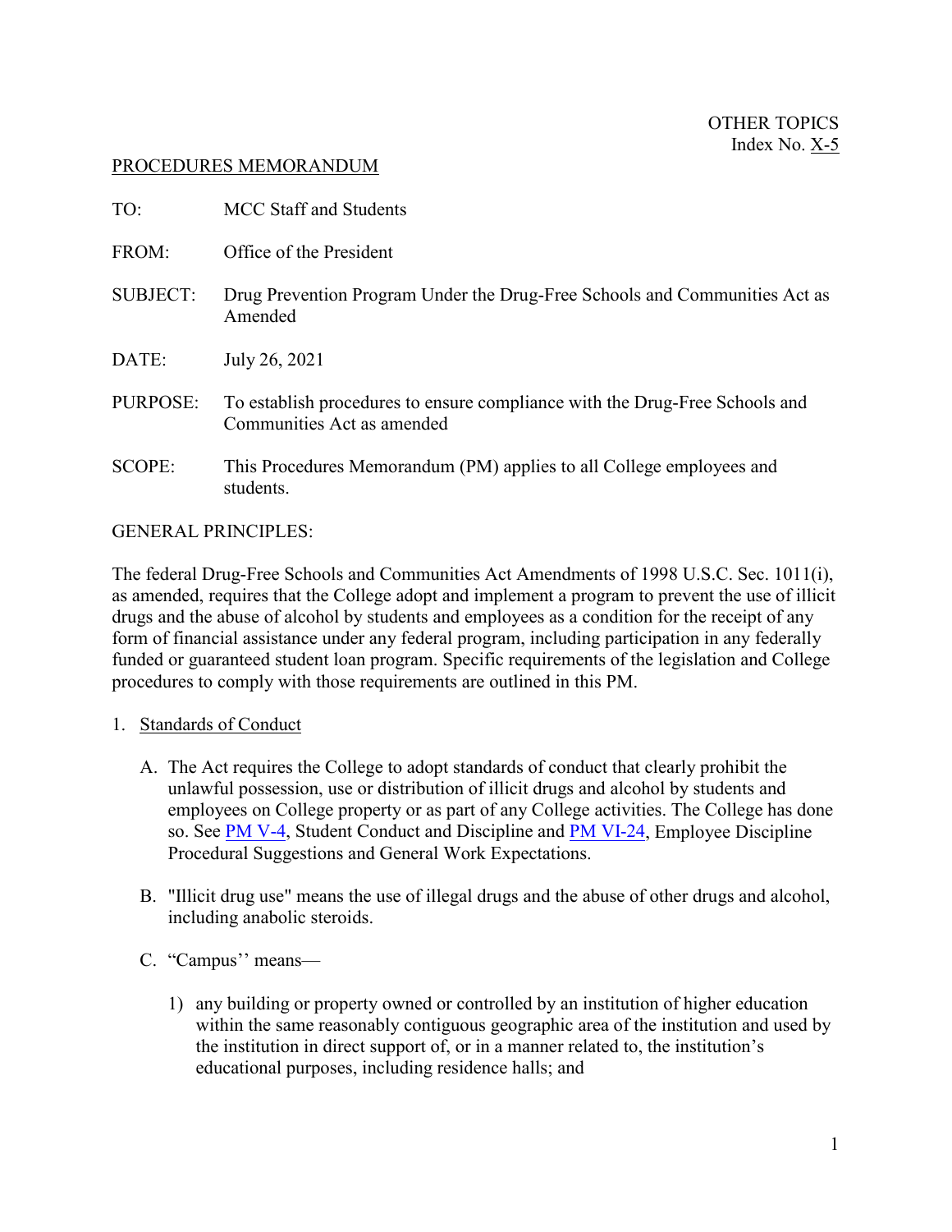OTHER TOPICS
Index No. X-5

PROCEDURES MEMORANDUM

TO: MCC Staff and Students

FROM: Office of the President

SUBJECT: Drug Prevention Program Under the Drug-Free Schools and Communities Act as Amended

DATE: July 26, 2021

PURPOSE: To establish procedures to ensure compliance with the Drug-Free Schools and Communities Act as amended

SCOPE: This Procedures Memorandum (PM) applies to all College employees and students.

GENERAL PRINCIPLES:

The federal Drug-Free Schools and Communities Act Amendments of 1998 U.S.C. Sec. 1011(i), as amended, requires that the College adopt and implement a program to prevent the use of illicit drugs and the abuse of alcohol by students and employees as a condition for the receipt of any form of financial assistance under any federal program, including participation in any federally funded or guaranteed student loan program. Specific requirements of the legislation and College procedures to comply with those requirements are outlined in this PM.

1. Standards of Conduct

   A. The Act requires the College to adopt standards of conduct that clearly prohibit the unlawful possession, use or distribution of illicit drugs and alcohol by students and employees on College property or as part of any College activities. The College has done so. See PM V-4, Student Conduct and Discipline and PM VI-24, Employee Discipline Procedural Suggestions and General Work Expectations.

   B. "Illicit drug use" means the use of illegal drugs and the abuse of other drugs and alcohol, including anabolic steroids.

   C. "Campus'' means—

      1) any building or property owned or controlled by an institution of higher education within the same reasonably contiguous geographic area of the institution and used by the institution in direct support of, or in a manner related to, the institution's educational purposes, including residence halls; and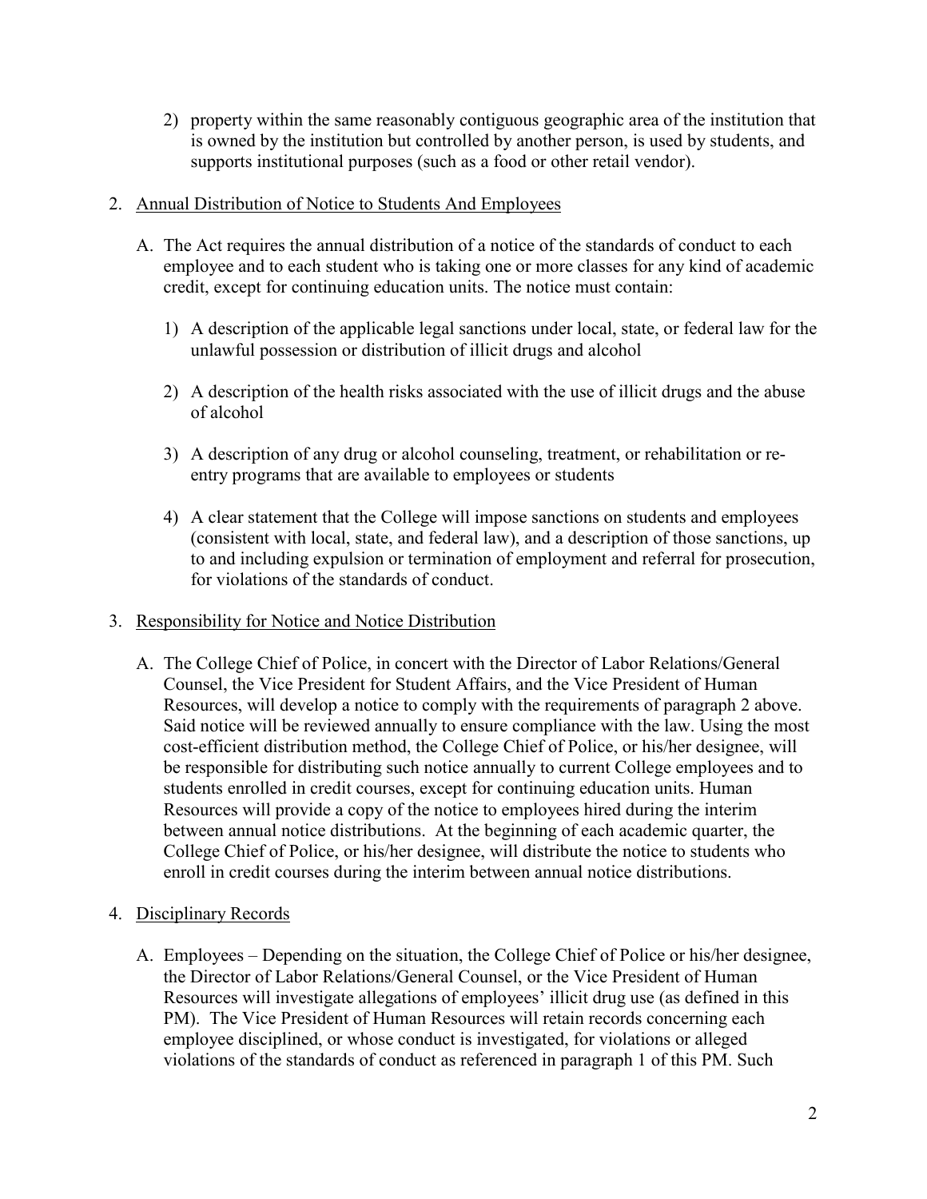2) property within the same reasonably contiguous geographic area of the institution that is owned by the institution but controlled by another person, is used by students, and supports institutional purposes (such as a food or other retail vendor).

2. <u>Annual Distribution of Notice to Students And Employees</u>

   A. The Act requires the annual distribution of a notice of the standards of conduct to each employee and to each student who is taking one or more classes for any kind of academic credit, except for continuing education units. The notice must contain:

      1) A description of the applicable legal sanctions under local, state, or federal law for the unlawful possession or distribution of illicit drugs and alcohol

      2) A description of the health risks associated with the use of illicit drugs and the abuse of alcohol

      3) A description of any drug or alcohol counseling, treatment, or rehabilitation or re-entry programs that are available to employees or students

      4) A clear statement that the College will impose sanctions on students and employees (consistent with local, state, and federal law), and a description of those sanctions, up to and including expulsion or termination of employment and referral for prosecution, for violations of the standards of conduct.

3. <u>Responsibility for Notice and Notice Distribution</u>

   A. The College Chief of Police, in concert with the Director of Labor Relations/General Counsel, the Vice President for Student Affairs, and the Vice President of Human Resources, will develop a notice to comply with the requirements of paragraph 2 above. Said notice will be reviewed annually to ensure compliance with the law. Using the most cost-efficient distribution method, the College Chief of Police, or his/her designee, will be responsible for distributing such notice annually to current College employees and to students enrolled in credit courses, except for continuing education units. Human Resources will provide a copy of the notice to employees hired during the interim between annual notice distributions. At the beginning of each academic quarter, the College Chief of Police, or his/her designee, will distribute the notice to students who enroll in credit courses during the interim between annual notice distributions.

4. <u>Disciplinary Records</u>

   A. Employees – Depending on the situation, the College Chief of Police or his/her designee, the Director of Labor Relations/General Counsel, or the Vice President of Human Resources will investigate allegations of employees' illicit drug use (as defined in this PM). The Vice President of Human Resources will retain records concerning each employee disciplined, or whose conduct is investigated, for violations or alleged violations of the standards of conduct as referenced in paragraph 1 of this PM. Such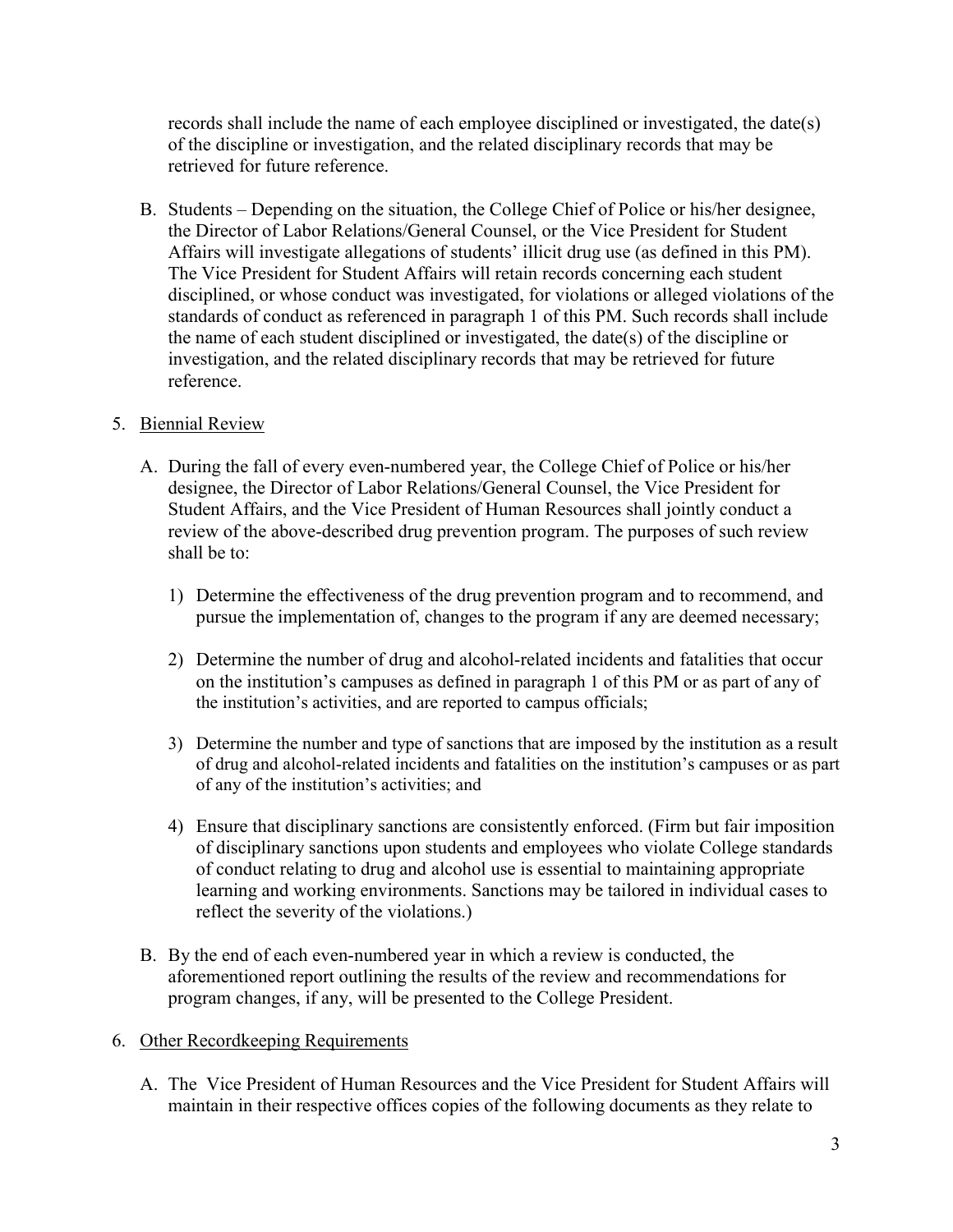records shall include the name of each employee disciplined or investigated, the date(s) of the discipline or investigation, and the related disciplinary records that may be retrieved for future reference.

B. Students – Depending on the situation, the College Chief of Police or his/her designee, the Director of Labor Relations/General Counsel, or the Vice President for Student Affairs will investigate allegations of students' illicit drug use (as defined in this PM). The Vice President for Student Affairs will retain records concerning each student disciplined, or whose conduct was investigated, for violations or alleged violations of the standards of conduct as referenced in paragraph 1 of this PM. Such records shall include the name of each student disciplined or investigated, the date(s) of the discipline or investigation, and the related disciplinary records that may be retrieved for future reference.

5. <u>Biennial Review</u>

   A. During the fall of every even-numbered year, the College Chief of Police or his/her designee, the Director of Labor Relations/General Counsel, the Vice President for Student Affairs, and the Vice President of Human Resources shall jointly conduct a review of the above-described drug prevention program. The purposes of such review shall be to:

      1) Determine the effectiveness of the drug prevention program and to recommend, and pursue the implementation of, changes to the program if any are deemed necessary;

      2) Determine the number of drug and alcohol-related incidents and fatalities that occur on the institution's campuses as defined in paragraph 1 of this PM or as part of any of the institution's activities, and are reported to campus officials;

      3) Determine the number and type of sanctions that are imposed by the institution as a result of drug and alcohol-related incidents and fatalities on the institution's campuses or as part of any of the institution's activities; and

      4) Ensure that disciplinary sanctions are consistently enforced. (Firm but fair imposition of disciplinary sanctions upon students and employees who violate College standards of conduct relating to drug and alcohol use is essential to maintaining appropriate learning and working environments. Sanctions may be tailored in individual cases to reflect the severity of the violations.)

   B. By the end of each even-numbered year in which a review is conducted, the aforementioned report outlining the results of the review and recommendations for program changes, if any, will be presented to the College President.

6. <u>Other Recordkeeping Requirements</u>

   A. The Vice President of Human Resources and the Vice President for Student Affairs will maintain in their respective offices copies of the following documents as they relate to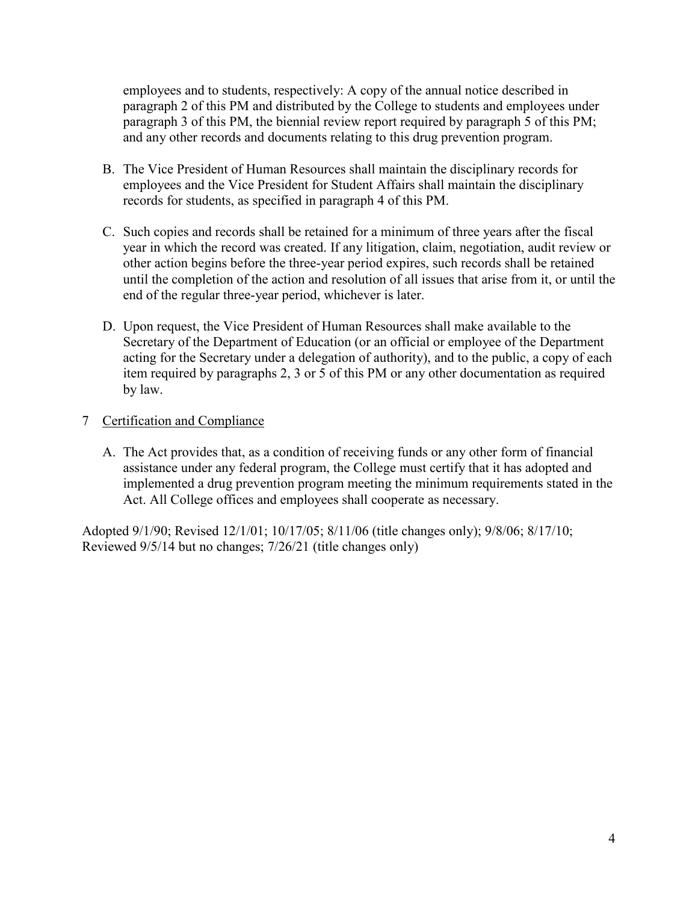employees and to students, respectively: A copy of the annual notice described in paragraph 2 of this PM and distributed by the College to students and employees under paragraph 3 of this PM, the biennial review report required by paragraph 5 of this PM; and any other records and documents relating to this drug prevention program.

B. The Vice President of Human Resources shall maintain the disciplinary records for employees and the Vice President for Student Affairs shall maintain the disciplinary records for students, as specified in paragraph 4 of this PM.

C. Such copies and records shall be retained for a minimum of three years after the fiscal year in which the record was created. If any litigation, claim, negotiation, audit review or other action begins before the three-year period expires, such records shall be retained until the completion of the action and resolution of all issues that arise from it, or until the end of the regular three-year period, whichever is later.

D. Upon request, the Vice President of Human Resources shall make available to the Secretary of the Department of Education (or an official or employee of the Department acting for the Secretary under a delegation of authority), and to the public, a copy of each item required by paragraphs 2, 3 or 5 of this PM or any other documentation as required by law.

7 <u>Certification and Compliance</u>

A. The Act provides that, as a condition of receiving funds or any other form of financial assistance under any federal program, the College must certify that it has adopted and implemented a drug prevention program meeting the minimum requirements stated in the Act. All College offices and employees shall cooperate as necessary.

Adopted 9/1/90; Revised 12/1/01; 10/17/05; 8/11/06 (title changes only); 9/8/06; 8/17/10; Reviewed 9/5/14 but no changes; 7/26/21 (title changes only)